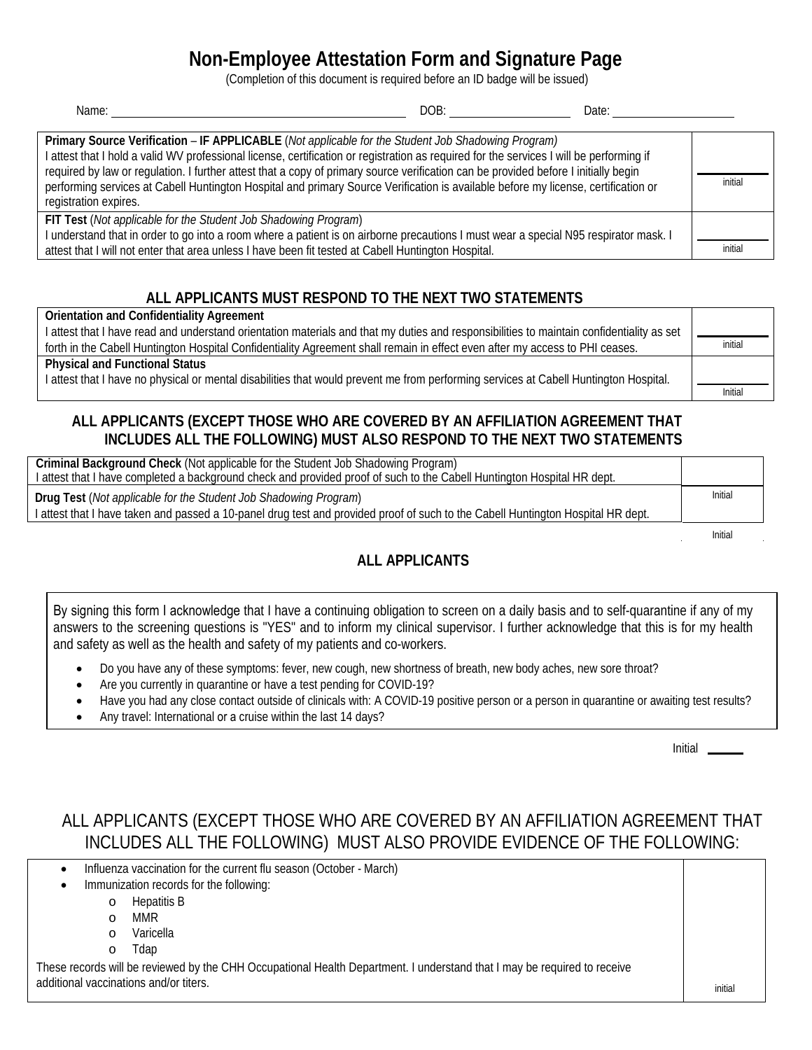# Non-Employee Attestation Form and Signature Page

(Completion of this document is required before an ID badge will be issued)

Name: ______________________ DOB: ______________ Date: ______________

| | |
|---|---|
| **Primary Source Verification** – **IF APPLICABLE** (*Not applicable for the Student Job Shadowing Program*) I attest that I hold a valid WV professional license, certification or registration as required for the services I will be performing if required by law or regulation. I further attest that a copy of primary source verification can be provided before I initially begin performing services at Cabell Huntington Hospital and primary Source Verification is available before my license, certification or registration expires. | ______ initial |
| **FIT Test** (*Not applicable for the Student Job Shadowing Program*) I understand that in order to go into a room where a patient is on airborne precautions I must wear a special N95 respirator mask. I attest that I will not enter that area unless I have been fit tested at Cabell Huntington Hospital. | ______ initial |

## ALL APPLICANTS MUST RESPOND TO THE NEXT TWO STATEMENTS

| | |
|---|---|
| **Orientation and Confidentiality Agreement** I attest that I have read and understand orientation materials and that my duties and responsibilities to maintain confidentiality as set forth in the Cabell Huntington Hospital Confidentiality Agreement shall remain in effect even after my access to PHI ceases. | ______ initial |
| **Physical and Functional Status** I attest that I have no physical or mental disabilities that would prevent me from performing services at Cabell Huntington Hospital. | ______ Initial |

## ALL APPLICANTS (EXCEPT THOSE WHO ARE COVERED BY AN AFFILIATION AGREEMENT THAT INCLUDES ALL THE FOLLOWING) MUST ALSO RESPOND TO THE NEXT TWO STATEMENTS

| | |
|---|---|
| **Criminal Background Check** (Not applicable for the Student Job Shadowing Program) I attest that I have completed a background check and provided proof of such to the Cabell Huntington Hospital HR dept. | ______ Initial |
| **Drug Test** (*Not applicable for the Student Job Shadowing Program*) I attest that I have taken and passed a 10-panel drug test and provided proof of such to the Cabell Huntington Hospital HR dept. | ______ Initial |

## ALL APPLICANTS

By signing this form I acknowledge that I have a continuing obligation to screen on a daily basis and to self-quarantine if any of my answers to the screening questions is "YES" and to inform my clinical supervisor. I further acknowledge that this is for my health and safety as well as the health and safety of my patients and co-workers.

- Do you have any of these symptoms: fever, new cough, new shortness of breath, new body aches, new sore throat?
- Are you currently in quarantine or have a test pending for COVID-19?
- Have you had any close contact outside of clinicals with: A COVID-19 positive person or a person in quarantine or awaiting test results?
- Any travel: International or a cruise within the last 14 days?

Initial ______

## ALL APPLICANTS (EXCEPT THOSE WHO ARE COVERED BY AN AFFILIATION AGREEMENT THAT INCLUDES ALL THE FOLLOWING) MUST ALSO PROVIDE EVIDENCE OF THE FOLLOWING:

- Influenza vaccination for the current flu season (October - March)
- Immunization records for the following:
  - Hepatitis B
  - MMR
  - Varicella
  - Tdap

These records will be reviewed by the CHH Occupational Health Department. I understand that I may be required to receive additional vaccinations and/or titers.

______ initial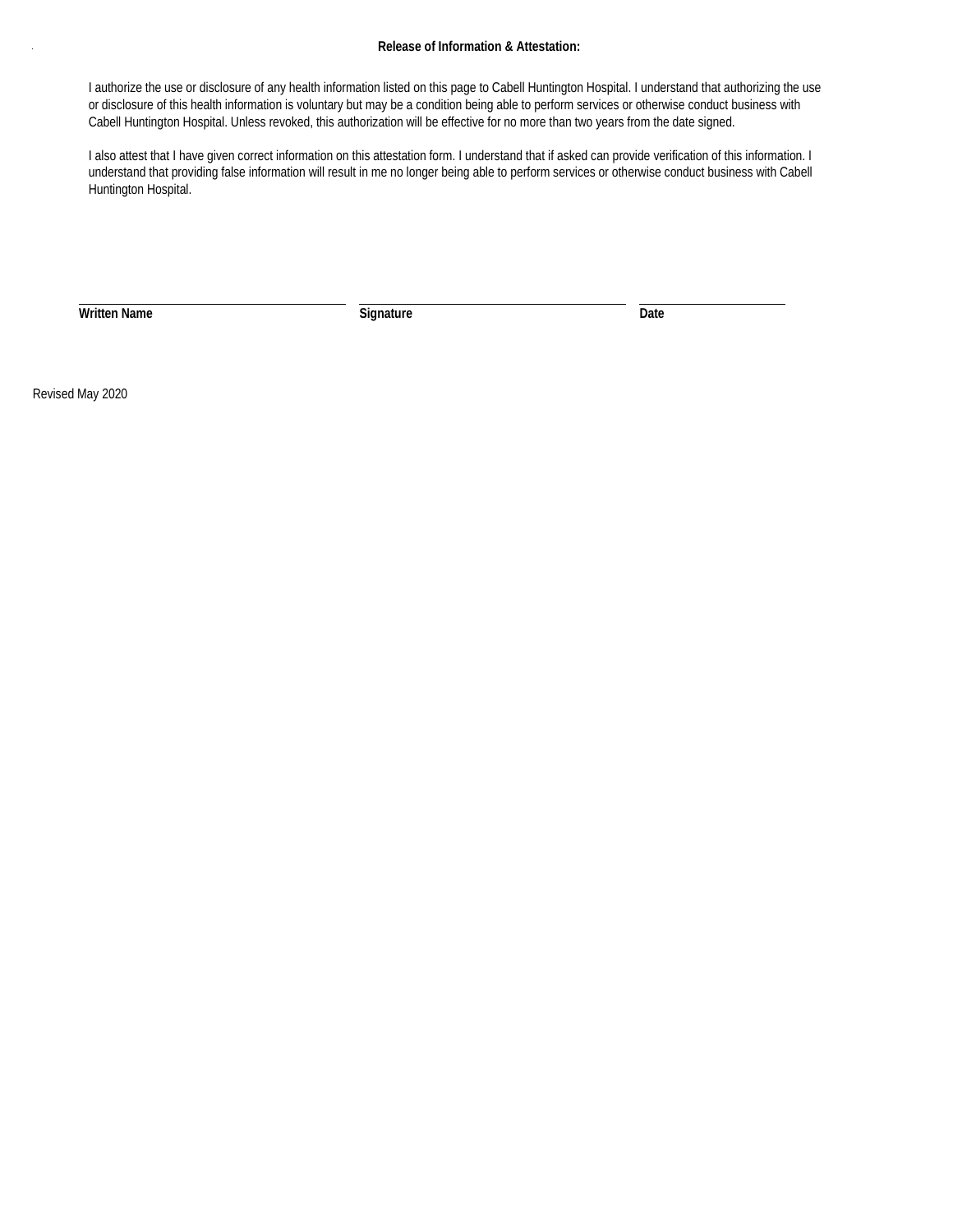**Release of Information & Attestation:**

I authorize the use or disclosure of any health information listed on this page to Cabell Huntington Hospital. I understand that authorizing the use or disclosure of this health information is voluntary but may be a condition being able to perform services or otherwise conduct business with Cabell Huntington Hospital. Unless revoked, this authorization will be effective for no more than two years from the date signed.

I also attest that I have given correct information on this attestation form. I understand that if asked can provide verification of this information. I understand that providing false information will result in me no longer being able to perform services or otherwise conduct business with Cabell Huntington Hospital.

| | | |
|---|---|---|
| **Written Name** | **Signature** | **Date** |

Revised May 2020